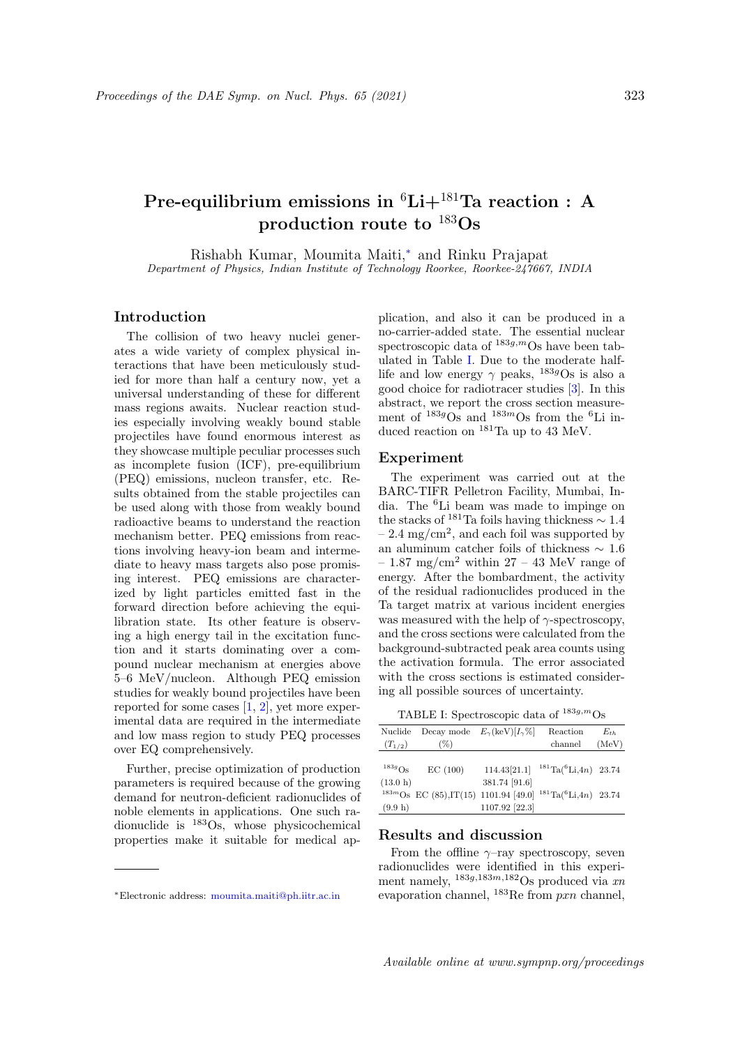# Pre-equilibrium emissions in $^{6}$Li+$^{181}$Ta reaction : A production route to $^{183}$Os

Rishabh Kumar, Moumita Maiti,* and Rinku Prajapat

*Department of Physics, Indian Institute of Technology Roorkee, Roorkee-247667, INDIA*

## Introduction

The collision of two heavy nuclei generates a wide variety of complex physical interactions that have been meticulously studied for more than half a century now, yet a universal understanding of these for different mass regions awaits. Nuclear reaction studies especially involving weakly bound stable projectiles have found enormous interest as they showcase multiple peculiar processes such as incomplete fusion (ICF), pre-equilibrium (PEQ) emissions, nucleon transfer, etc. Results obtained from the stable projectiles can be used along with those from weakly bound radioactive beams to understand the reaction mechanism better. PEQ emissions from reactions involving heavy-ion beam and intermediate to heavy mass targets also pose promising interest. PEQ emissions are characterized by light particles emitted fast in the forward direction before achieving the equilibration state. Its other feature is observing a high energy tail in the excitation function and it starts dominating over a compound nuclear mechanism at energies above 5–6 MeV/nucleon. Although PEQ emission studies for weakly bound projectiles have been reported for some cases [1, 2], yet more experimental data are required in the intermediate and low mass region to study PEQ processes over EQ comprehensively.

Further, precise optimization of production parameters is required because of the growing demand for neutron-deficient radionuclides of noble elements in applications. One such radionuclide is $^{183}$Os, whose physicochemical properties make it suitable for medical application, and also it can be produced in a no-carrier-added state. The essential nuclear spectroscopic data of $^{183g,m}$Os have been tabulated in Table I. Due to the moderate half-life and low energy $\gamma$ peaks, $^{183g}$Os is also a good choice for radiotracer studies [3]. In this abstract, we report the cross section measurement of $^{183g}$Os and $^{183m}$Os from the $^{6}$Li induced reaction on $^{181}$Ta up to 43 MeV.

## Experiment

The experiment was carried out at the BARC-TIFR Pelletron Facility, Mumbai, India. The $^{6}$Li beam was made to impinge on the stacks of $^{181}$Ta foils having thickness $\sim$ 1.4 – 2.4 mg/cm$^2$, and each foil was supported by an aluminum catcher foils of thickness $\sim$ 1.6 – 1.87 mg/cm$^2$ within 27 – 43 MeV range of energy. After the bombardment, the activity of the residual radionuclides produced in the Ta target matrix at various incident energies was measured with the help of $\gamma$-spectroscopy, and the cross sections were calculated from the background-subtracted peak area counts using the activation formula. The error associated with the cross sections is estimated considering all possible sources of uncertainty.

TABLE I: Spectroscopic data of $^{183g,m}$Os

| Nuclide ($T_{1/2}$) | Decay mode (%) | $E_\gamma$(keV)[$I_\gamma$%] | Reaction channel | $E_{th}$ (MeV) |
|---|---|---|---|---|
| $^{183g}$Os (13.0 h) | EC (100) | 114.43[21.1], 381.74 [91.6] | $^{181}$Ta($^{6}$Li,4$n$) | 23.74 |
| $^{183m}$Os (9.9 h) | EC (85),IT(15) | 1101.94 [49.0], 1107.92 [22.3] | $^{181}$Ta($^{6}$Li,4$n$) | 23.74 |

## Results and discussion

From the offline $\gamma$–ray spectroscopy, seven radionuclides were identified in this experiment namely, $^{183g,183m,182}$Os produced via $xn$ evaporation channel, $^{183}$Re from $pxn$ channel,

*Electronic address: moumita.maiti@ph.iitr.ac.in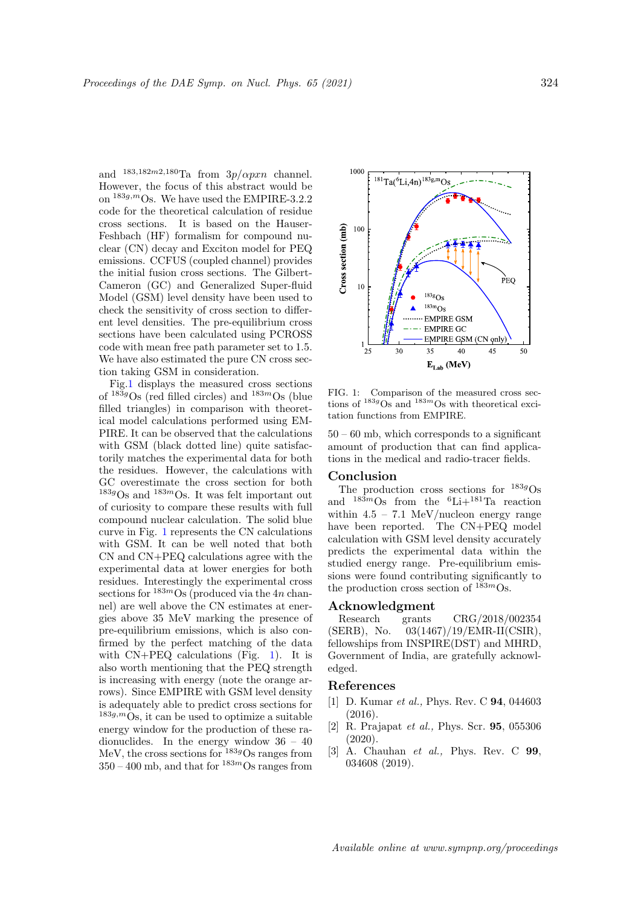and $^{183,182m2,180}$Ta from $3p/\alpha pxn$ channel. However, the focus of this abstract would be on $^{183g,m}$Os. We have used the EMPIRE-3.2.2 code for the theoretical calculation of residue cross sections. It is based on the Hauser-Feshbach (HF) formalism for compound nuclear (CN) decay and Exciton model for PEQ emissions. CCFUS (coupled channel) provides the initial fusion cross sections. The Gilbert-Cameron (GC) and Generalized Super-fluid Model (GSM) level density have been used to check the sensitivity of cross section to different level densities. The pre-equilibrium cross sections have been calculated using PCROSS code with mean free path parameter set to 1.5. We have also estimated the pure CN cross section taking GSM in consideration.

Fig.1 displays the measured cross sections of $^{183g}$Os (red filled circles) and $^{183m}$Os (blue filled triangles) in comparison with theoretical model calculations performed using EMPIRE. It can be observed that the calculations with GSM (black dotted line) quite satisfactorily matches the experimental data for both the residues. However, the calculations with GC overestimate the cross section for both $^{183g}$Os and $^{183m}$Os. It was felt important out of curiosity to compare these results with full compound nuclear calculation. The solid blue curve in Fig. 1 represents the CN calculations with GSM. It can be well noted that both CN and CN+PEQ calculations agree with the experimental data at lower energies for both residues. Interestingly the experimental cross sections for $^{183m}$Os (produced via the $4n$ channel) are well above the CN estimates at energies above 35 MeV marking the presence of pre-equilibrium emissions, which is also confirmed by the perfect matching of the data with CN+PEQ calculations (Fig. 1). It is also worth mentioning that the PEQ strength is increasing with energy (note the orange arrows). Since EMPIRE with GSM level density is adequately able to predict cross sections for $^{183g,m}$Os, it can be used to optimize a suitable energy window for the production of these radionuclides. In the energy window 36 – 40 MeV, the cross sections for $^{183g}$Os ranges from 350 – 400 mb, and that for $^{183m}$Os ranges from 50 – 60 mb, which corresponds to a significant amount of production that can find applications in the medical and radio-tracer fields.

$^{181}$Ta($^{6}$Li,4n)$^{183g,m}$Os

Cross section (mb)

1000
100
10
1

25 30 35 40 45 50

$E_{Lab}$ (MeV)

PEQ

$^{183g}$Os
$^{183m}$Os
EMPIRE GSM
EMPIRE GC
EMPIRE GSM (CN only)

FIG. 1: Comparison of the measured cross sections of $^{183g}$Os and $^{183m}$Os with theoretical excitation functions from EMPIRE.

## Conclusion

The production cross sections for $^{183g}$Os and $^{183m}$Os from the $^{6}$Li+$^{181}$Ta reaction within 4.5 – 7.1 MeV/nucleon energy range have been reported. The CN+PEQ model calculation with GSM level density accurately predicts the experimental data within the studied energy range. Pre-equilibrium emissions were found contributing significantly to the production cross section of $^{183m}$Os.

## Acknowledgment

Research grants CRG/2018/002354 (SERB), No. 03(1467)/19/EMR-II(CSIR), fellowships from INSPIRE(DST) and MHRD, Government of India, are gratefully acknowledged.

## References

[1] D. Kumar *et al.,* Phys. Rev. C **94**, 044603 (2016).

[2] R. Prajapat *et al.,* Phys. Scr. **95**, 055306 (2020).

[3] A. Chauhan *et al.,* Phys. Rev. C **99**, 034608 (2019).